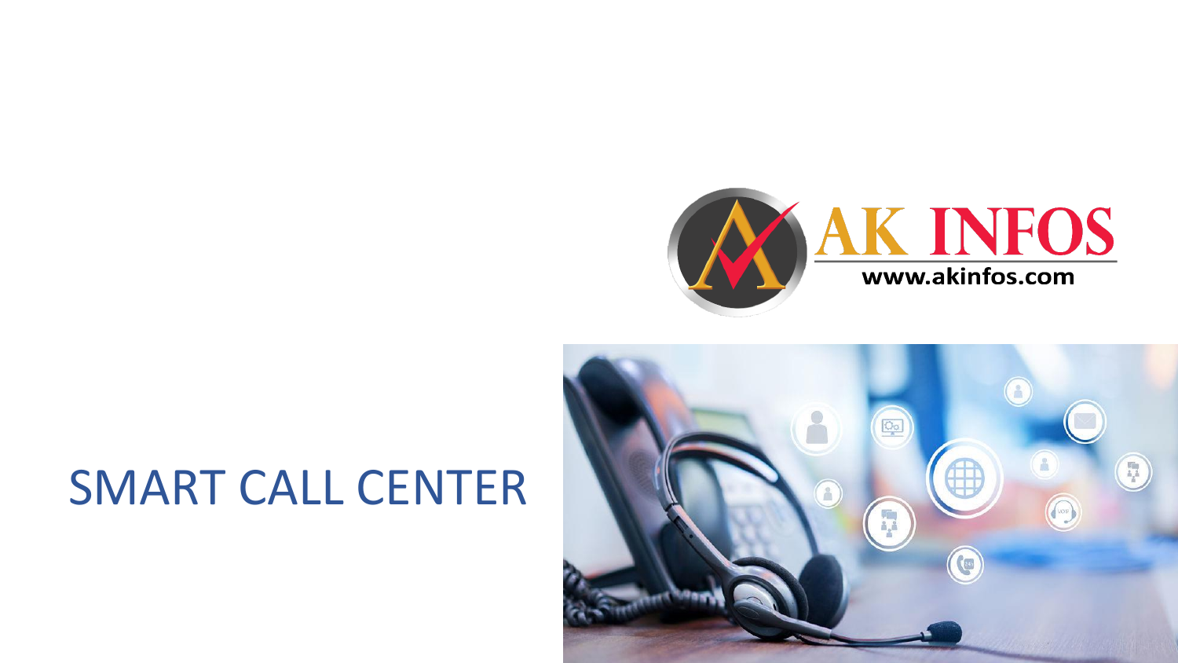AK INFOS

www.akinfos.com

# SMART CALL CENTER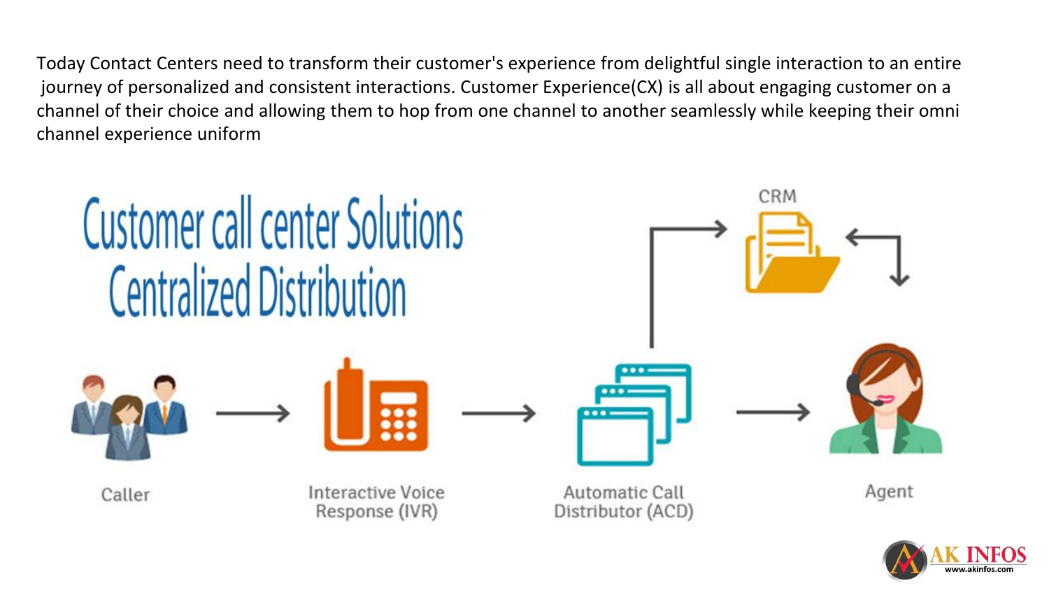Today Contact Centers need to transform their customer's experience from delightful single interaction to an entire journey of personalized and consistent interactions. Customer Experience(CX) is all about engaging customer on a channel of their choice and allowing them to hop from one channel to another seamlessly while keeping their omni channel experience uniform

# Customer call center Solutions Centralized Distribution

CRM

Caller → Interactive Voice Response (IVR) → Automatic Call Distributor (ACD) → Agent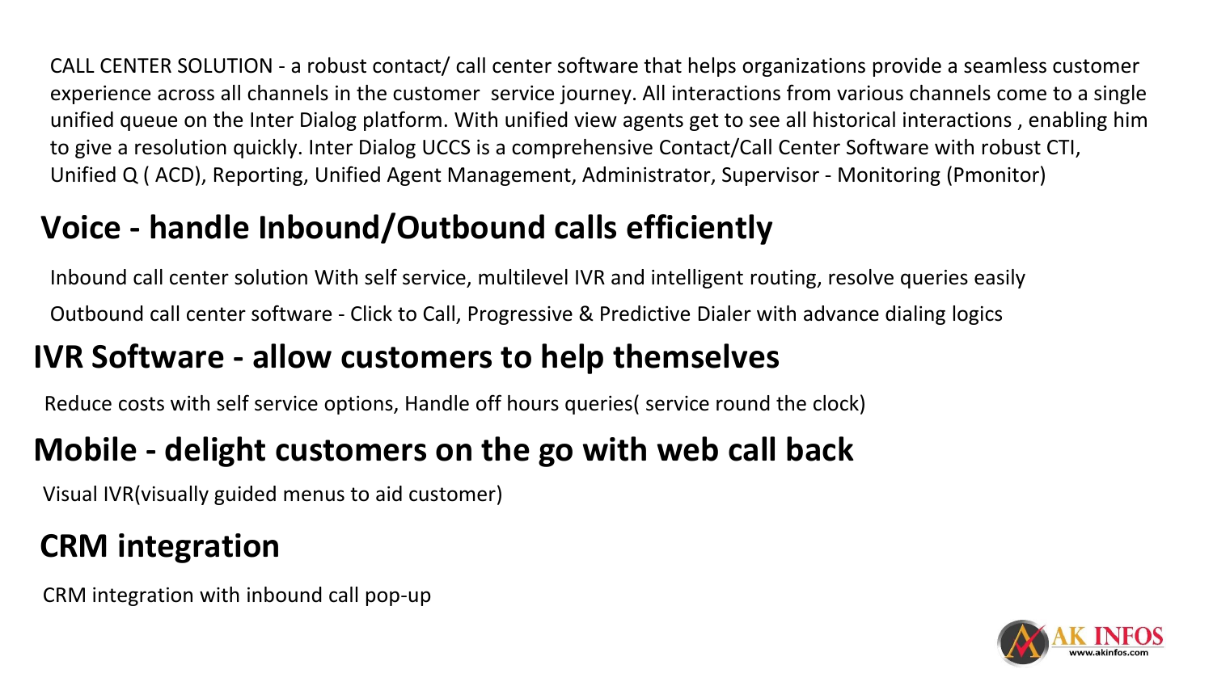CALL CENTER SOLUTION - a robust contact/ call center software that helps organizations provide a seamless customer experience across all channels in the customer service journey. All interactions from various channels come to a single unified queue on the Inter Dialog platform. With unified view agents get to see all historical interactions , enabling him to give a resolution quickly. Inter Dialog UCCS is a comprehensive Contact/Call Center Software with robust CTI, Unified Q ( ACD), Reporting, Unified Agent Management, Administrator, Supervisor - Monitoring (Pmonitor)

## Voice - handle Inbound/Outbound calls efficiently

Inbound call center solution With self service, multilevel IVR and intelligent routing, resolve queries easily

Outbound call center software - Click to Call, Progressive & Predictive Dialer with advance dialing logics

## IVR Software - allow customers to help themselves

Reduce costs with self service options, Handle off hours queries( service round the clock)

## Mobile - delight customers on the go with web call back

Visual IVR(visually guided menus to aid customer)

## CRM integration

CRM integration with inbound call pop-up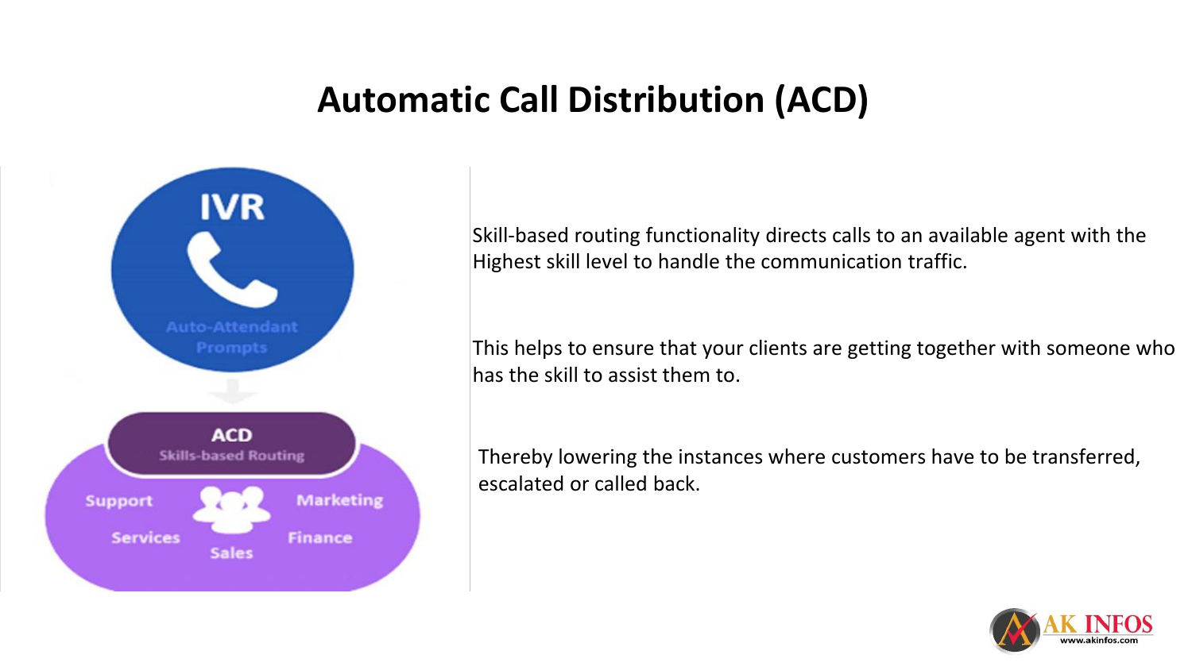# Automatic Call Distribution (ACD)

IVR

Auto-Attendant Prompts

ACD

Skills-based Routing

Support

Marketing

Services

Finance

Sales

Skill-based routing functionality directs calls to an available agent with the Highest skill level to handle the communication traffic.

This helps to ensure that your clients are getting together with someone who has the skill to assist them to.

Thereby lowering the instances where customers have to be transferred, escalated or called back.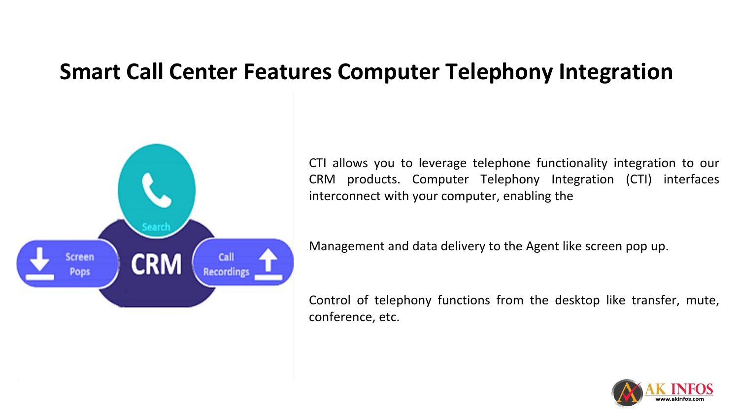# Smart Call Center Features Computer Telephony Integration

CTI allows you to leverage telephone functionality integration to our CRM products. Computer Telephony Integration (CTI) interfaces interconnect with your computer, enabling the

Management and data delivery to the Agent like screen pop up.

Control of telephony functions from the desktop like transfer, mute, conference, etc.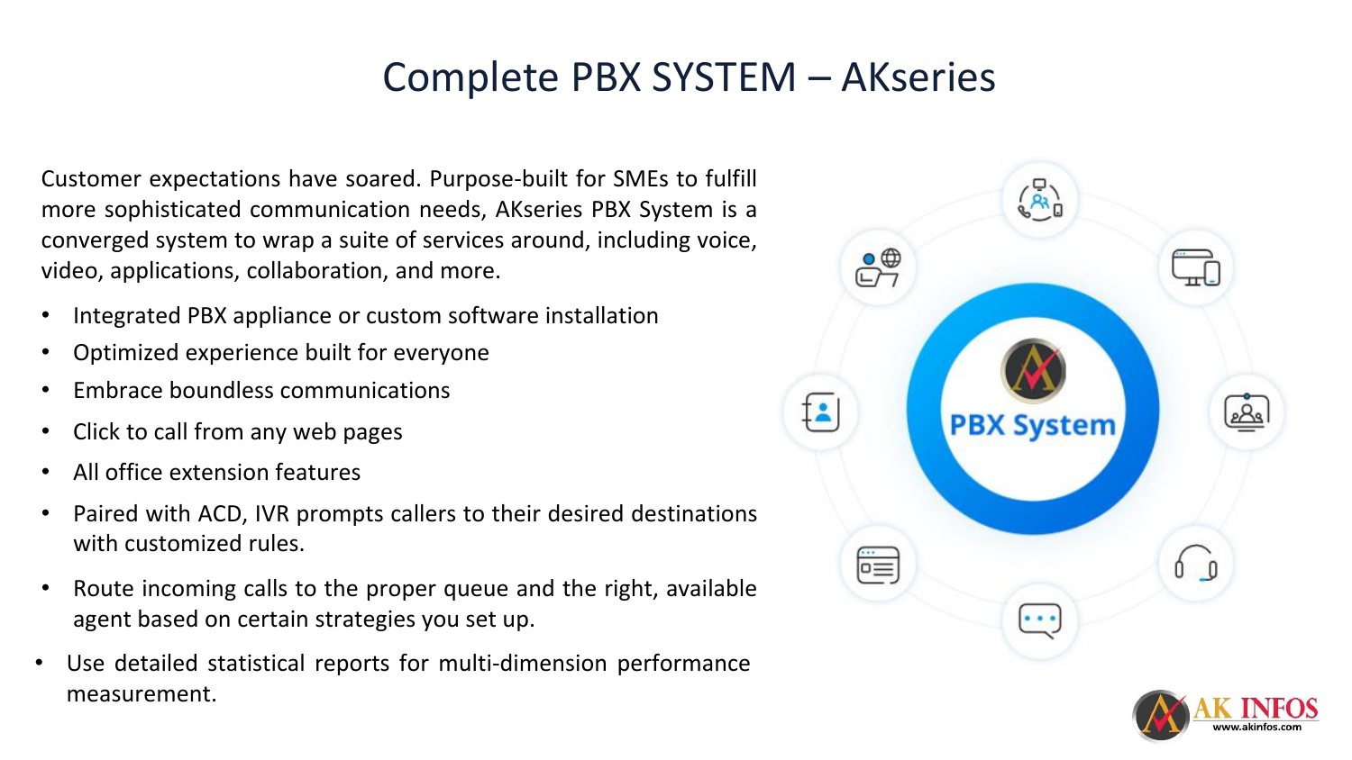# Complete PBX SYSTEM – AKseries

Customer expectations have soared. Purpose-built for SMEs to fulfill more sophisticated communication needs, AKseries PBX System is a converged system to wrap a suite of services around, including voice, video, applications, collaboration, and more.

- Integrated PBX appliance or custom software installation
- Optimized experience built for everyone
- Embrace boundless communications
- Click to call from any web pages
- All office extension features
- Paired with ACD, IVR prompts callers to their desired destinations with customized rules.
- Route incoming calls to the proper queue and the right, available agent based on certain strategies you set up.
- Use detailed statistical reports for multi-dimension performance measurement.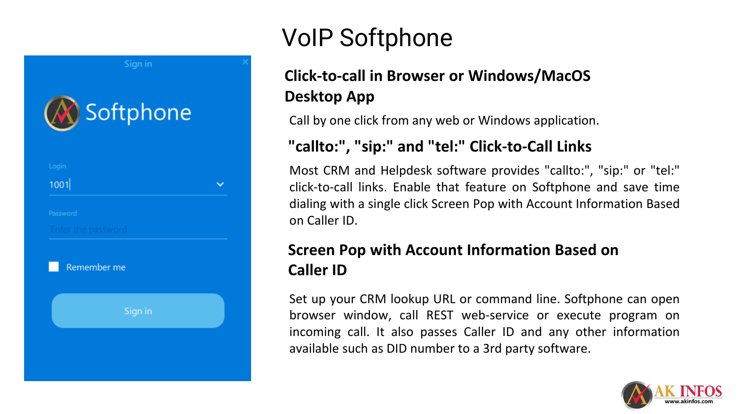# VoIP Softphone

## Click-to-call in Browser or Windows/MacOS Desktop App

Call by one click from any web or Windows application.

## "callto:", "sip:" and "tel:" Click-to-Call Links

Most CRM and Helpdesk software provides "callto:", "sip:" or "tel:" click-to-call links. Enable that feature on Softphone and save time dialing with a single click Screen Pop with Account Information Based on Caller ID.

## Screen Pop with Account Information Based on Caller ID

Set up your CRM lookup URL or command line. Softphone can open browser window, call REST web-service or execute program on incoming call. It also passes Caller ID and any other information available such as DID number to a 3rd party software.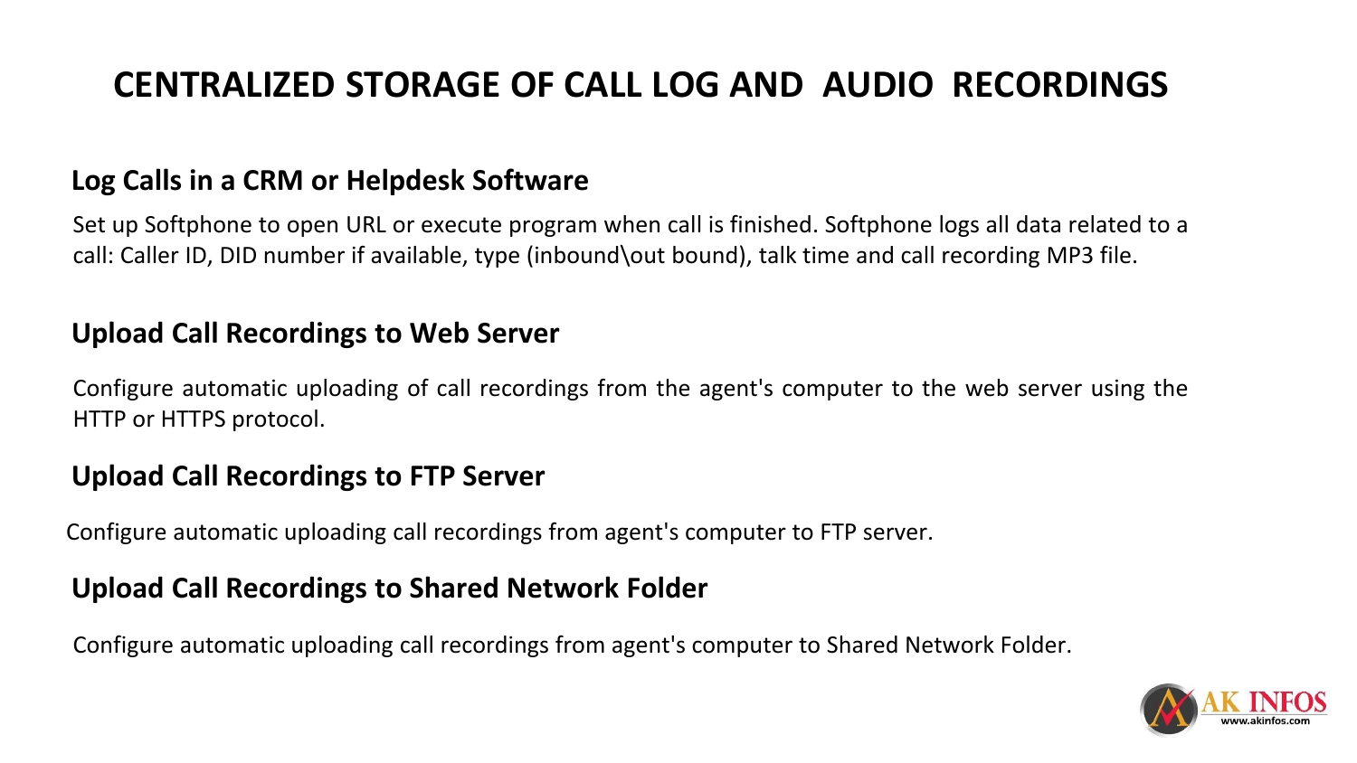# CENTRALIZED STORAGE OF CALL LOG AND AUDIO RECORDINGS

## Log Calls in a CRM or Helpdesk Software

Set up Softphone to open URL or execute program when call is finished. Softphone logs all data related to a call: Caller ID, DID number if available, type (inbound\out bound), talk time and call recording MP3 file.

## Upload Call Recordings to Web Server

Configure automatic uploading of call recordings from the agent's computer to the web server using the HTTP or HTTPS protocol.

## Upload Call Recordings to FTP Server

Configure automatic uploading call recordings from agent's computer to FTP server.

## Upload Call Recordings to Shared Network Folder

Configure automatic uploading call recordings from agent's computer to Shared Network Folder.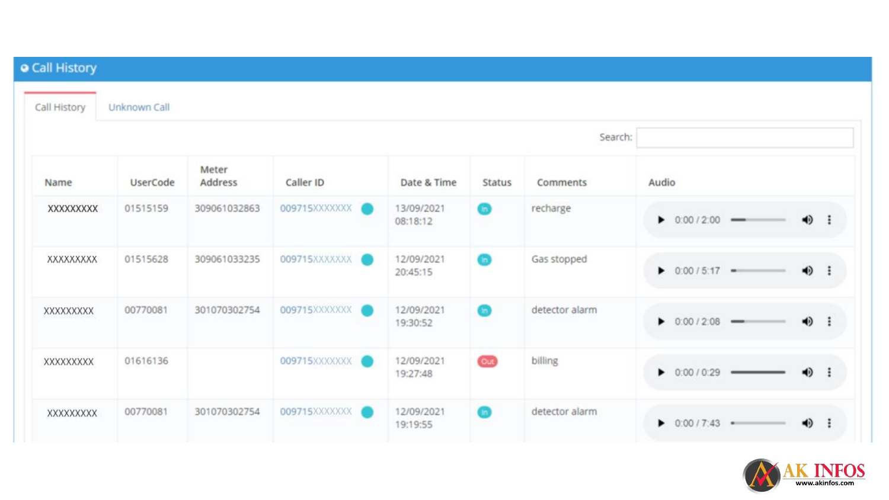# Call History

Call History | Unknown Call

Search:

| Name | UserCode | Meter Address | Caller ID | Date & Time | Status | Comments | Audio |
|---|---|---|---|---|---|---|---|
| XXXXXXXXX | 01515159 | 309061032863 | 009715XXXXXXX | 13/09/2021 08:18:12 | In | recharge | 0:00 / 2:00 |
| XXXXXXXXX | 01515628 | 309061033235 | 009715XXXXXXX | 12/09/2021 20:45:15 | In | Gas stopped | 0:00 / 5:17 |
| XXXXXXXXX | 00770081 | 301070302754 | 009715XXXXXXX | 12/09/2021 19:30:52 | In | detector alarm | 0:00 / 2:08 |
| XXXXXXXXX | 01616136 | | 009715XXXXXXX | 12/09/2021 19:27:48 | Out | billing | 0:00 / 0:29 |
| XXXXXXXXX | 00770081 | 301070302754 | 009715XXXXXXX | 12/09/2021 19:19:55 | In | detector alarm | 0:00 / 7:43 |

AK INFOS
www.akinfos.com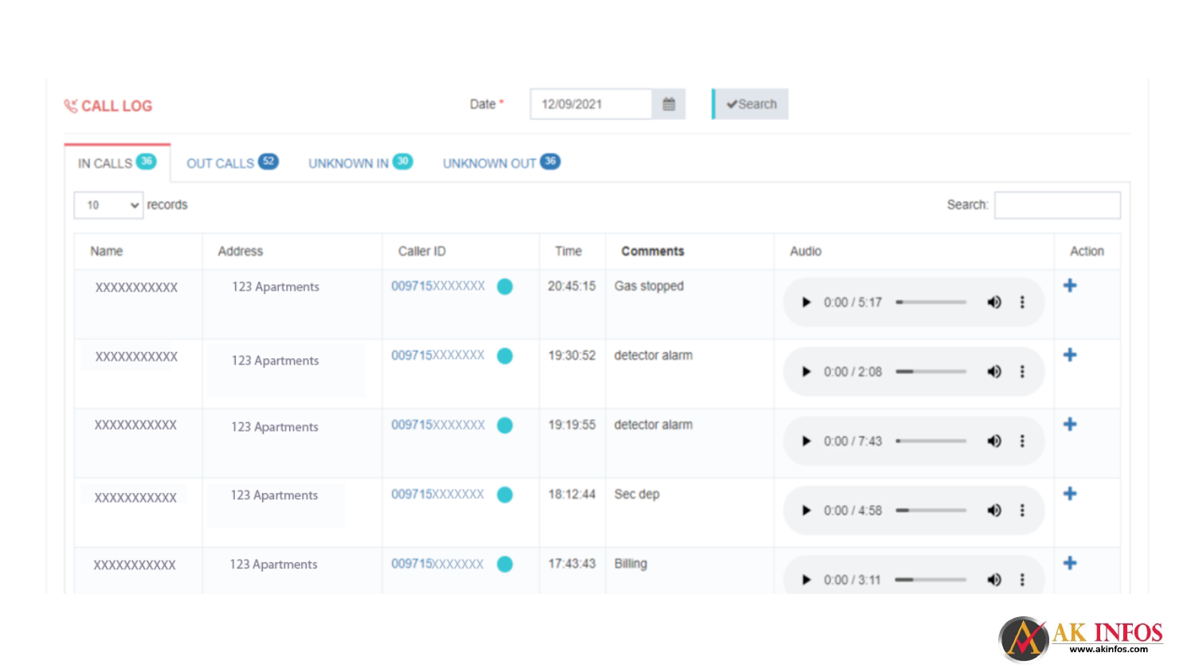# CALL LOG

Date * 12/09/2021 Search

IN CALLS 36 | OUT CALLS 52 | UNKNOWN IN 30 | UNKNOWN OUT 36

10 records

Search:

| Name | Address | Caller ID | Time | Comments | Audio | Action |
|---|---|---|---|---|---|---|
| XXXXXXXXXXX | 123 Apartments | 009715XXXXXXX | 20:45:15 | Gas stopped | 0:00 / 5:17 | + |
| XXXXXXXXXXX | 123 Apartments | 009715XXXXXXX | 19:30:52 | detector alarm | 0:00 / 2:08 | + |
| XXXXXXXXXXX | 123 Apartments | 009715XXXXXXX | 19:19:55 | detector alarm | 0:00 / 7:43 | + |
| XXXXXXXXXXX | 123 Apartments | 009715XXXXXXX | 18:12:44 | Sec dep | 0:00 / 4:58 | + |
| XXXXXXXXXXX | 123 Apartments | 009715XXXXXXX | 17:43:43 | Billing | 0:00 / 3:11 | + |

AK INFOS www.akinfos.com